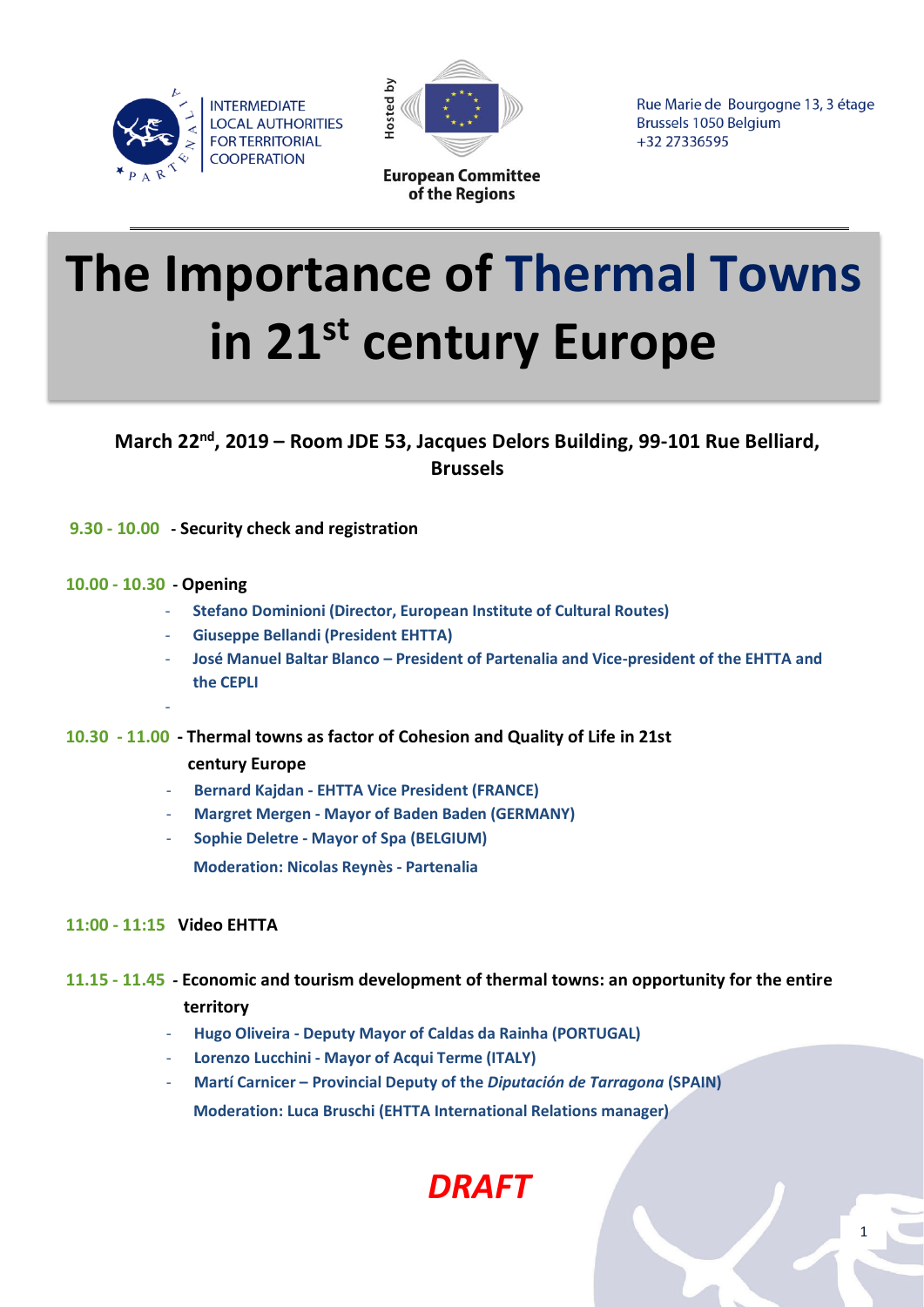INTERMEDIATE LOCAL AUTHORITIES FOR TERRITORIAL COOPERATION

Hosted by European Committee of the Regions

Rue Marie de Bourgogne 13, 3 étage
Brussels 1050 Belgium
+32 27336595

# The Importance of Thermal Towns in 21st century Europe

**March 22nd, 2019 – Room JDE 53, Jacques Delors Building, 99-101 Rue Belliard, Brussels**

**9.30 - 10.00 - Security check and registration**

**10.00 - 10.30 - Opening**

- **Stefano Dominioni (Director, European Institute of Cultural Routes)**
- **Giuseppe Bellandi (President EHTTA)**
- **José Manuel Baltar Blanco – President of Partenalia and Vice-president of the EHTTA and the CEPLI**

**10.30 - 11.00 - Thermal towns as factor of Cohesion and Quality of Life in 21st century Europe**

- **Bernard Kajdan - EHTTA Vice President (FRANCE)**
- **Margret Mergen - Mayor of Baden Baden (GERMANY)**
- **Sophie Deletre - Mayor of Spa (BELGIUM)**

**Moderation: Nicolas Reynès - Partenalia**

**11:00 - 11:15 Video EHTTA**

**11.15 - 11.45 - Economic and tourism development of thermal towns: an opportunity for the entire territory**

- **Hugo Oliveira - Deputy Mayor of Caldas da Rainha (PORTUGAL)**
- **Lorenzo Lucchini - Mayor of Acqui Terme (ITALY)**
- **Martí Carnicer – Provincial Deputy of the *Diputación de Tarragona* (SPAIN)**

**Moderation: Luca Bruschi (EHTTA International Relations manager)**

***DRAFT***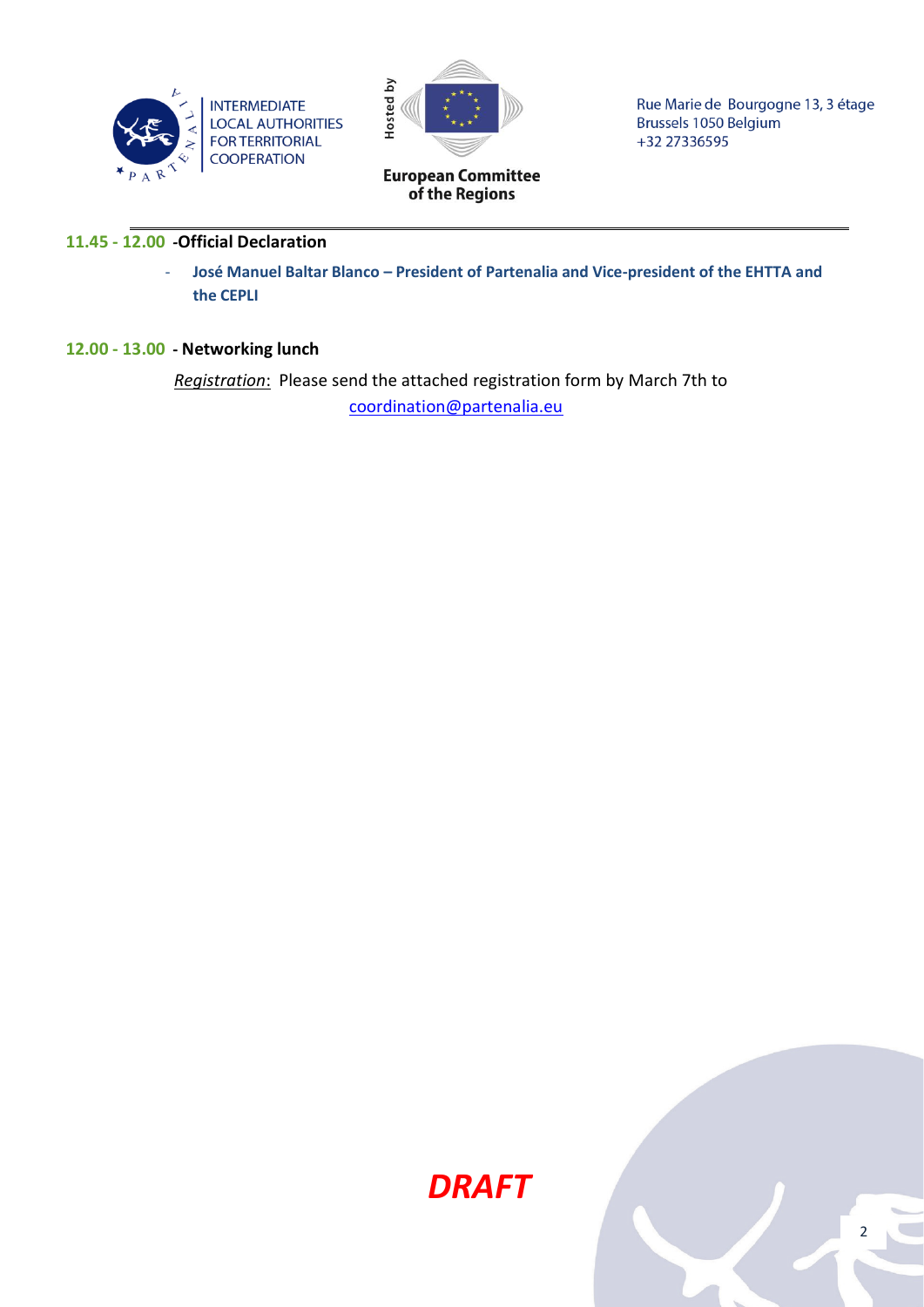**11.45 - 12.00 -Official Declaration**

- **José Manuel Baltar Blanco – President of Partenalia and Vice-president of the EHTTA and the CEPLI**

**12.00 - 13.00 - Networking lunch**

*Registration*: Please send the attached registration form by March 7th to coordination@partenalia.eu

***DRAFT***